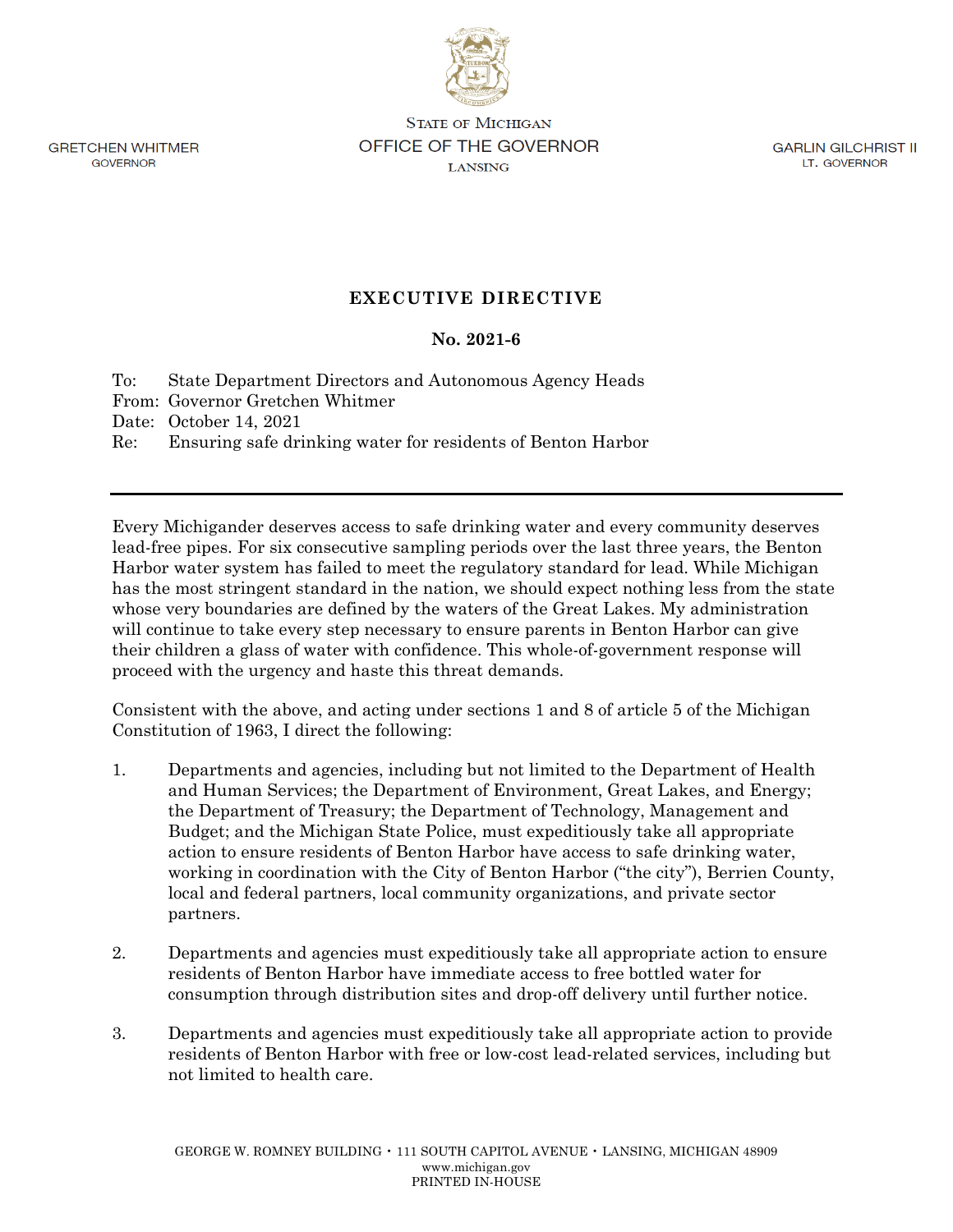STATE OF MICHIGAN
OFFICE OF THE GOVERNOR
LANSING

GRETCHEN WHITMER
GOVERNOR

GARLIN GILCHRIST II
LT. GOVERNOR

# EXECUTIVE DIRECTIVE

## No. 2021-6

To: State Department Directors and Autonomous Agency Heads
From: Governor Gretchen Whitmer
Date: October 14, 2021
Re: Ensuring safe drinking water for residents of Benton Harbor

---

Every Michigander deserves access to safe drinking water and every community deserves lead-free pipes. For six consecutive sampling periods over the last three years, the Benton Harbor water system has failed to meet the regulatory standard for lead. While Michigan has the most stringent standard in the nation, we should expect nothing less from the state whose very boundaries are defined by the waters of the Great Lakes. My administration will continue to take every step necessary to ensure parents in Benton Harbor can give their children a glass of water with confidence. This whole-of-government response will proceed with the urgency and haste this threat demands.

Consistent with the above, and acting under sections 1 and 8 of article 5 of the Michigan Constitution of 1963, I direct the following:

1. Departments and agencies, including but not limited to the Department of Health and Human Services; the Department of Environment, Great Lakes, and Energy; the Department of Treasury; the Department of Technology, Management and Budget; and the Michigan State Police, must expeditiously take all appropriate action to ensure residents of Benton Harbor have access to safe drinking water, working in coordination with the City of Benton Harbor ("the city"), Berrien County, local and federal partners, local community organizations, and private sector partners.

2. Departments and agencies must expeditiously take all appropriate action to ensure residents of Benton Harbor have immediate access to free bottled water for consumption through distribution sites and drop-off delivery until further notice.

3. Departments and agencies must expeditiously take all appropriate action to provide residents of Benton Harbor with free or low-cost lead-related services, including but not limited to health care.

GEORGE W. ROMNEY BUILDING • 111 SOUTH CAPITOL AVENUE • LANSING, MICHIGAN 48909
www.michigan.gov
PRINTED IN-HOUSE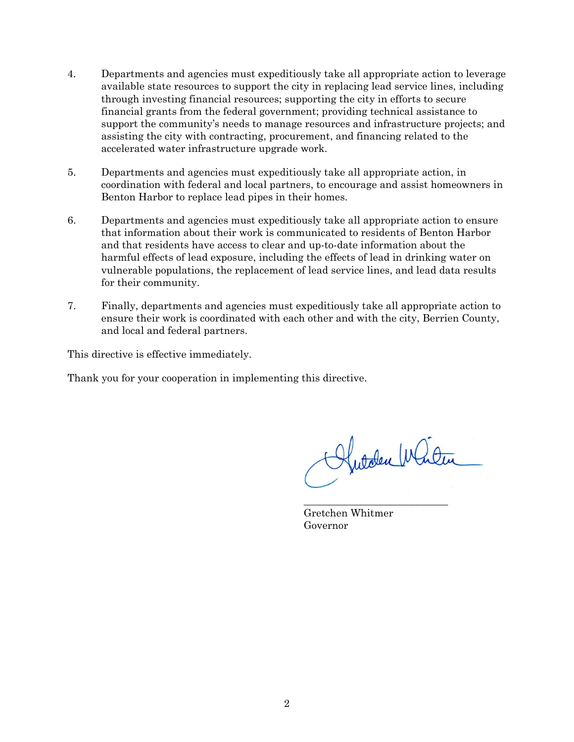4. Departments and agencies must expeditiously take all appropriate action to leverage available state resources to support the city in replacing lead service lines, including through investing financial resources; supporting the city in efforts to secure financial grants from the federal government; providing technical assistance to support the community's needs to manage resources and infrastructure projects; and assisting the city with contracting, procurement, and financing related to the accelerated water infrastructure upgrade work.

5. Departments and agencies must expeditiously take all appropriate action, in coordination with federal and local partners, to encourage and assist homeowners in Benton Harbor to replace lead pipes in their homes.

6. Departments and agencies must expeditiously take all appropriate action to ensure that information about their work is communicated to residents of Benton Harbor and that residents have access to clear and up-to-date information about the harmful effects of lead exposure, including the effects of lead in drinking water on vulnerable populations, the replacement of lead service lines, and lead data results for their community.

7. Finally, departments and agencies must expeditiously take all appropriate action to ensure their work is coordinated with each other and with the city, Berrien County, and local and federal partners.

This directive is effective immediately.

Thank you for your cooperation in implementing this directive.

Gretchen Whitmer
Governor